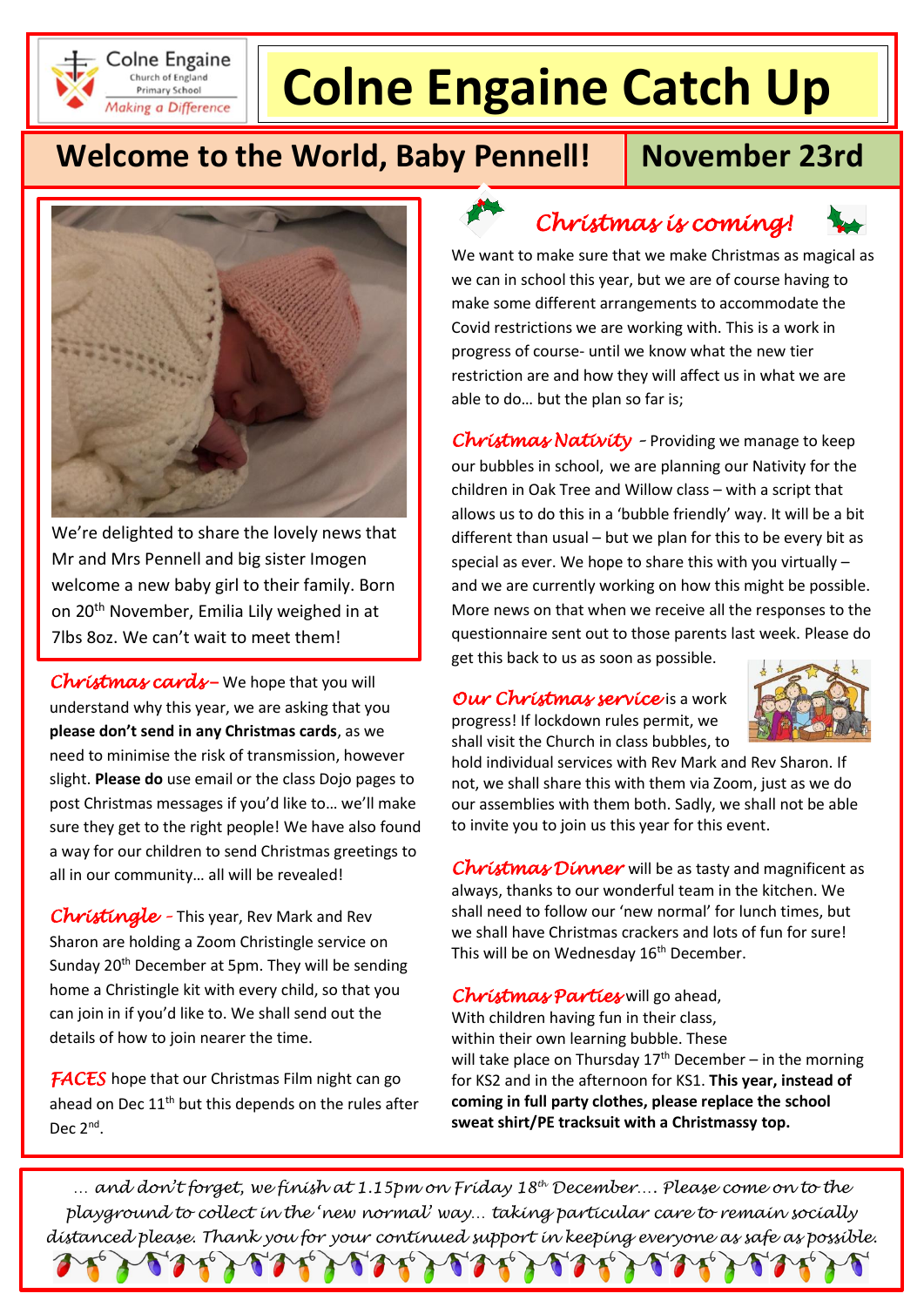Colne Engaine Church of England Primary School — *Making a Difference*

# Colne Engaine Catch Up

## Welcome to the World, Baby Pennell!

**November 23rd**

We're delighted to share the lovely news that Mr and Mrs Pennell and big sister Imogen welcome a new baby girl to their family. Born on 20th November, Emilia Lily weighed in at 7lbs 8oz. We can't wait to meet them!

*Christmas cards* – We hope that you will understand why this year, we are asking that you **please don't send in any Christmas cards**, as we need to minimise the risk of transmission, however slight. **Please do** use email or the class Dojo pages to post Christmas messages if you'd like to… we'll make sure they get to the right people! We have also found a way for our children to send Christmas greetings to all in our community… all will be revealed!

*Christingle* – This year, Rev Mark and Rev Sharon are holding a Zoom Christingle service on Sunday 20th December at 5pm. They will be sending home a Christingle kit with every child, so that you can join in if you'd like to. We shall send out the details of how to join nearer the time.

*FACES* hope that our Christmas Film night can go ahead on Dec 11th but this depends on the rules after Dec 2nd.

## *Christmas is coming!*

We want to make sure that we make Christmas as magical as we can in school this year, but we are of course having to make some different arrangements to accommodate the Covid restrictions we are working with. This is a work in progress of course- until we know what the new tier restriction are and how they will affect us in what we are able to do… but the plan so far is;

*Christmas Nativity* – Providing we manage to keep our bubbles in school, we are planning our Nativity for the children in Oak Tree and Willow class – with a script that allows us to do this in a 'bubble friendly' way. It will be a bit different than usual – but we plan for this to be every bit as special as ever. We hope to share this with you virtually – and we are currently working on how this might be possible. More news on that when we receive all the responses to the questionnaire sent out to those parents last week. Please do get this back to us as soon as possible.

*Our Christmas service* is a work progress! If lockdown rules permit, we shall visit the Church in class bubbles, to hold individual services with Rev Mark and Rev Sharon. If not, we shall share this with them via Zoom, just as we do our assemblies with them both. Sadly, we shall not be able to invite you to join us this year for this event.

*Christmas Dinner* will be as tasty and magnificent as always, thanks to our wonderful team in the kitchen. We shall need to follow our 'new normal' for lunch times, but we shall have Christmas crackers and lots of fun for sure! This will be on Wednesday 16th December.

*Christmas Parties* will go ahead, With children having fun in their class, within their own learning bubble. These will take place on Thursday 17th December – in the morning for KS2 and in the afternoon for KS1. **This year, instead of coming in full party clothes, please replace the school sweat shirt/PE tracksuit with a Christmassy top.**

*… and don't forget, we finish at 1.15pm on Friday 18th December…. Please come on to the playground to collect in the 'new normal' way… taking particular care to remain socially distanced please. Thank you for your continued support in keeping everyone as safe as possible.*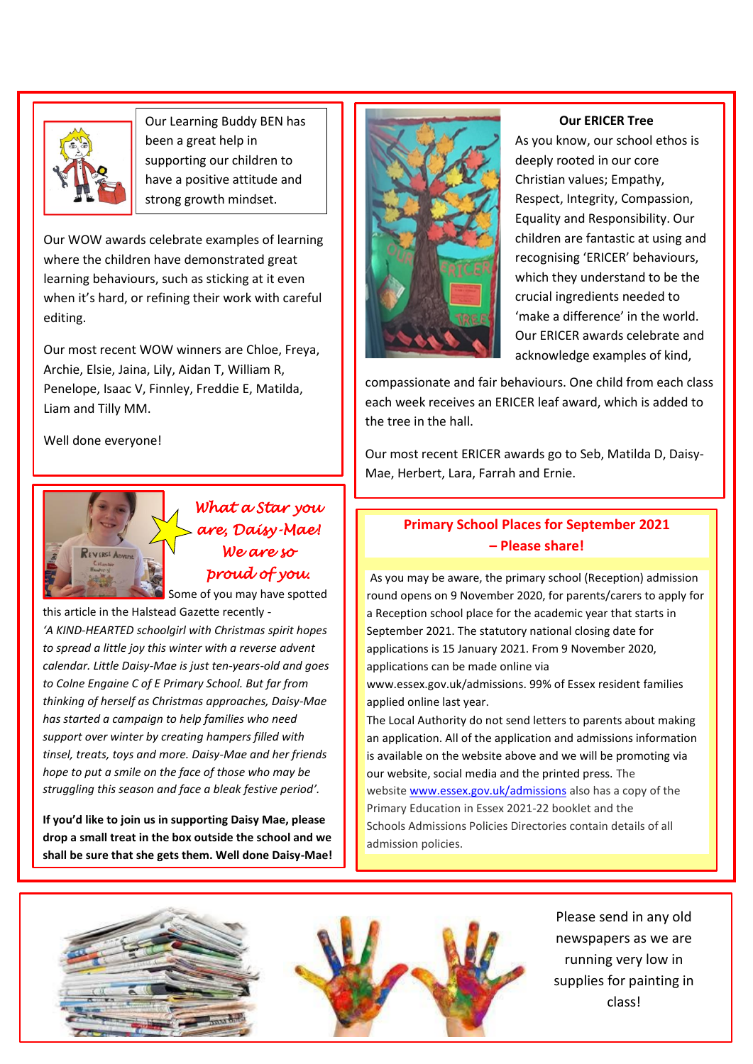Our Learning Buddy BEN has been a great help in supporting our children to have a positive attitude and strong growth mindset.

Our WOW awards celebrate examples of learning where the children have demonstrated great learning behaviours, such as sticking at it even when it's hard, or refining their work with careful editing.

Our most recent WOW winners are Chloe, Freya, Archie, Elsie, Jaina, Lily, Aidan T, William R, Penelope, Isaac V, Finnley, Freddie E, Matilda, Liam and Tilly MM.

Well done everyone!

### Our ERICER Tree

As you know, our school ethos is deeply rooted in our core Christian values; Empathy, Respect, Integrity, Compassion, Equality and Responsibility. Our children are fantastic at using and recognising 'ERICER' behaviours, which they understand to be the crucial ingredients needed to 'make a difference' in the world. Our ERICER awards celebrate and acknowledge examples of kind, compassionate and fair behaviours. One child from each class each week receives an ERICER leaf award, which is added to the tree in the hall.

Our most recent ERICER awards go to Seb, Matilda D, Daisy-Mae, Herbert, Lara, Farrah and Ernie.

### *What a Star you are, Daisy-Mae! We are so proud of you.*

Some of you may have spotted this article in the Halstead Gazette recently -

*'A KIND-HEARTED schoolgirl with Christmas spirit hopes to spread a little joy this winter with a reverse advent calendar. Little Daisy-Mae is just ten-years-old and goes to Colne Engaine C of E Primary School. But far from thinking of herself as Christmas approaches, Daisy-Mae has started a campaign to help families who need support over winter by creating hampers filled with tinsel, treats, toys and more. Daisy-Mae and her friends hope to put a smile on the face of those who may be struggling this season and face a bleak festive period'.*

**If you'd like to join us in supporting Daisy Mae, please drop a small treat in the box outside the school and we shall be sure that she gets them. Well done Daisy-Mae!**

### Primary School Places for September 2021 – Please share!

As you may be aware, the primary school (Reception) admission round opens on 9 November 2020, for parents/carers to apply for a Reception school place for the academic year that starts in September 2021. The statutory national closing date for applications is 15 January 2021. From 9 November 2020, applications can be made online via www.essex.gov.uk/admissions. 99% of Essex resident families applied online last year.

The Local Authority do not send letters to parents about making an application. All of the application and admissions information is available on the website above and we will be promoting via our website, social media and the printed press. The website [www.essex.gov.uk/admissions](http://www.essex.gov.uk/admissions) also has a copy of the Primary Education in Essex 2021-22 booklet and the Schools Admissions Policies Directories contain details of all admission policies.

Please send in any old newspapers as we are running very low in supplies for painting in class!